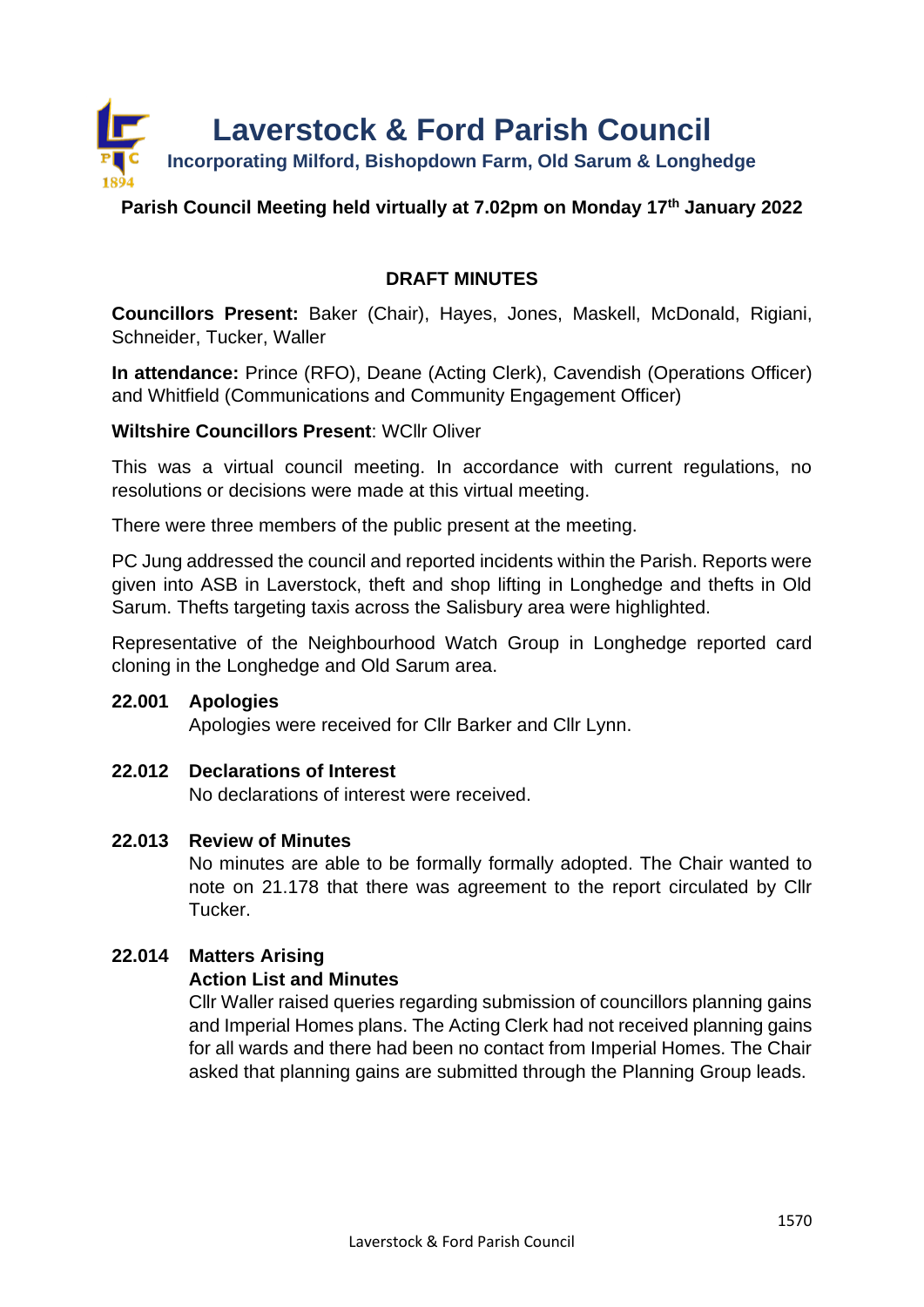# Laverstock & Ford Parish Council

**Incorporating Milford, Bishopdown Farm, Old Sarum & Longhedge**

**Parish Council Meeting held virtually at 7.02pm on Monday 17th January 2022**

## DRAFT MINUTES

**Councillors Present:** Baker (Chair), Hayes, Jones, Maskell, McDonald, Rigiani, Schneider, Tucker, Waller

**In attendance:** Prince (RFO), Deane (Acting Clerk), Cavendish (Operations Officer) and Whitfield (Communications and Community Engagement Officer)

**Wiltshire Councillors Present**: WCllr Oliver

This was a virtual council meeting. In accordance with current regulations, no resolutions or decisions were made at this virtual meeting.

There were three members of the public present at the meeting.

PC Jung addressed the council and reported incidents within the Parish. Reports were given into ASB in Laverstock, theft and shop lifting in Longhedge and thefts in Old Sarum. Thefts targeting taxis across the Salisbury area were highlighted.

Representative of the Neighbourhood Watch Group in Longhedge reported card cloning in the Longhedge and Old Sarum area.

**22.001 Apologies**

Apologies were received for Cllr Barker and Cllr Lynn.

**22.012 Declarations of Interest**

No declarations of interest were received.

**22.013 Review of Minutes**

No minutes are able to be formally formally adopted. The Chair wanted to note on 21.178 that there was agreement to the report circulated by Cllr Tucker.

**22.014 Matters Arising**

**Action List and Minutes**

Cllr Waller raised queries regarding submission of councillors planning gains and Imperial Homes plans. The Acting Clerk had not received planning gains for all wards and there had been no contact from Imperial Homes. The Chair asked that planning gains are submitted through the Planning Group leads.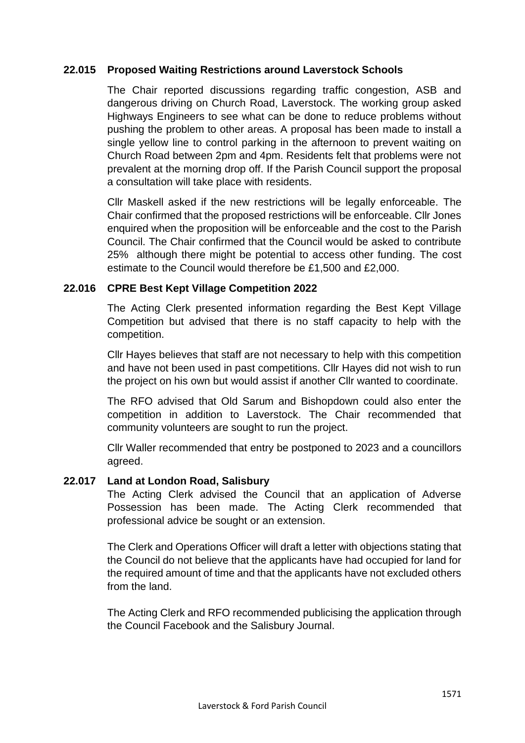### 22.015 Proposed Waiting Restrictions around Laverstock Schools

The Chair reported discussions regarding traffic congestion, ASB and dangerous driving on Church Road, Laverstock. The working group asked Highways Engineers to see what can be done to reduce problems without pushing the problem to other areas. A proposal has been made to install a single yellow line to control parking in the afternoon to prevent waiting on Church Road between 2pm and 4pm. Residents felt that problems were not prevalent at the morning drop off. If the Parish Council support the proposal a consultation will take place with residents.

Cllr Maskell asked if the new restrictions will be legally enforceable. The Chair confirmed that the proposed restrictions will be enforceable. Cllr Jones enquired when the proposition will be enforceable and the cost to the Parish Council. The Chair confirmed that the Council would be asked to contribute 25% although there might be potential to access other funding. The cost estimate to the Council would therefore be £1,500 and £2,000.

### 22.016 CPRE Best Kept Village Competition 2022

The Acting Clerk presented information regarding the Best Kept Village Competition but advised that there is no staff capacity to help with the competition.

Cllr Hayes believes that staff are not necessary to help with this competition and have not been used in past competitions. Cllr Hayes did not wish to run the project on his own but would assist if another Cllr wanted to coordinate.

The RFO advised that Old Sarum and Bishopdown could also enter the competition in addition to Laverstock. The Chair recommended that community volunteers are sought to run the project.

Cllr Waller recommended that entry be postponed to 2023 and a councillors agreed.

### 22.017 Land at London Road, Salisbury

The Acting Clerk advised the Council that an application of Adverse Possession has been made. The Acting Clerk recommended that professional advice be sought or an extension.

The Clerk and Operations Officer will draft a letter with objections stating that the Council do not believe that the applicants have had occupied for land for the required amount of time and that the applicants have not excluded others from the land.

The Acting Clerk and RFO recommended publicising the application through the Council Facebook and the Salisbury Journal.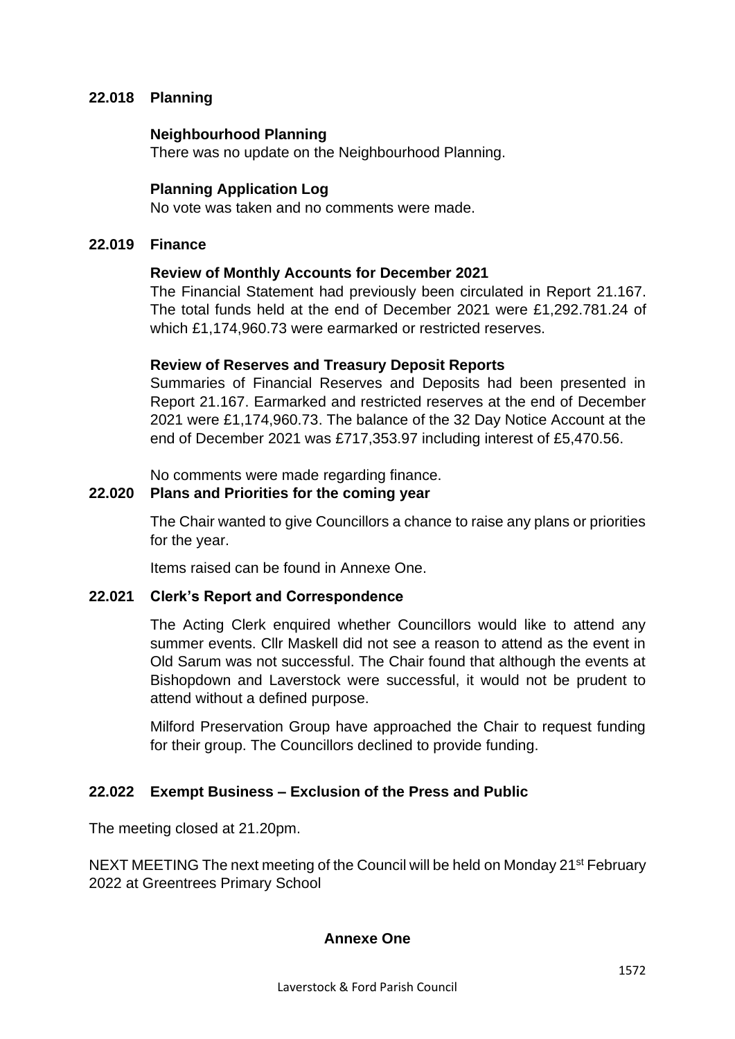## 22.018 Planning

### Neighbourhood Planning

There was no update on the Neighbourhood Planning.

### Planning Application Log

No vote was taken and no comments were made.

## 22.019 Finance

### Review of Monthly Accounts for December 2021

The Financial Statement had previously been circulated in Report 21.167. The total funds held at the end of December 2021 were £1,292.781.24 of which £1,174,960.73 were earmarked or restricted reserves.

### Review of Reserves and Treasury Deposit Reports

Summaries of Financial Reserves and Deposits had been presented in Report 21.167. Earmarked and restricted reserves at the end of December 2021 were £1,174,960.73. The balance of the 32 Day Notice Account at the end of December 2021 was £717,353.97 including interest of £5,470.56.

No comments were made regarding finance.

## 22.020 Plans and Priorities for the coming year

The Chair wanted to give Councillors a chance to raise any plans or priorities for the year.

Items raised can be found in Annexe One.

## 22.021 Clerk's Report and Correspondence

The Acting Clerk enquired whether Councillors would like to attend any summer events. Cllr Maskell did not see a reason to attend as the event in Old Sarum was not successful. The Chair found that although the events at Bishopdown and Laverstock were successful, it would not be prudent to attend without a defined purpose.

Milford Preservation Group have approached the Chair to request funding for their group. The Councillors declined to provide funding.

## 22.022 Exempt Business – Exclusion of the Press and Public

The meeting closed at 21.20pm.

NEXT MEETING The next meeting of the Council will be held on Monday 21st February 2022 at Greentrees Primary School

## Annexe One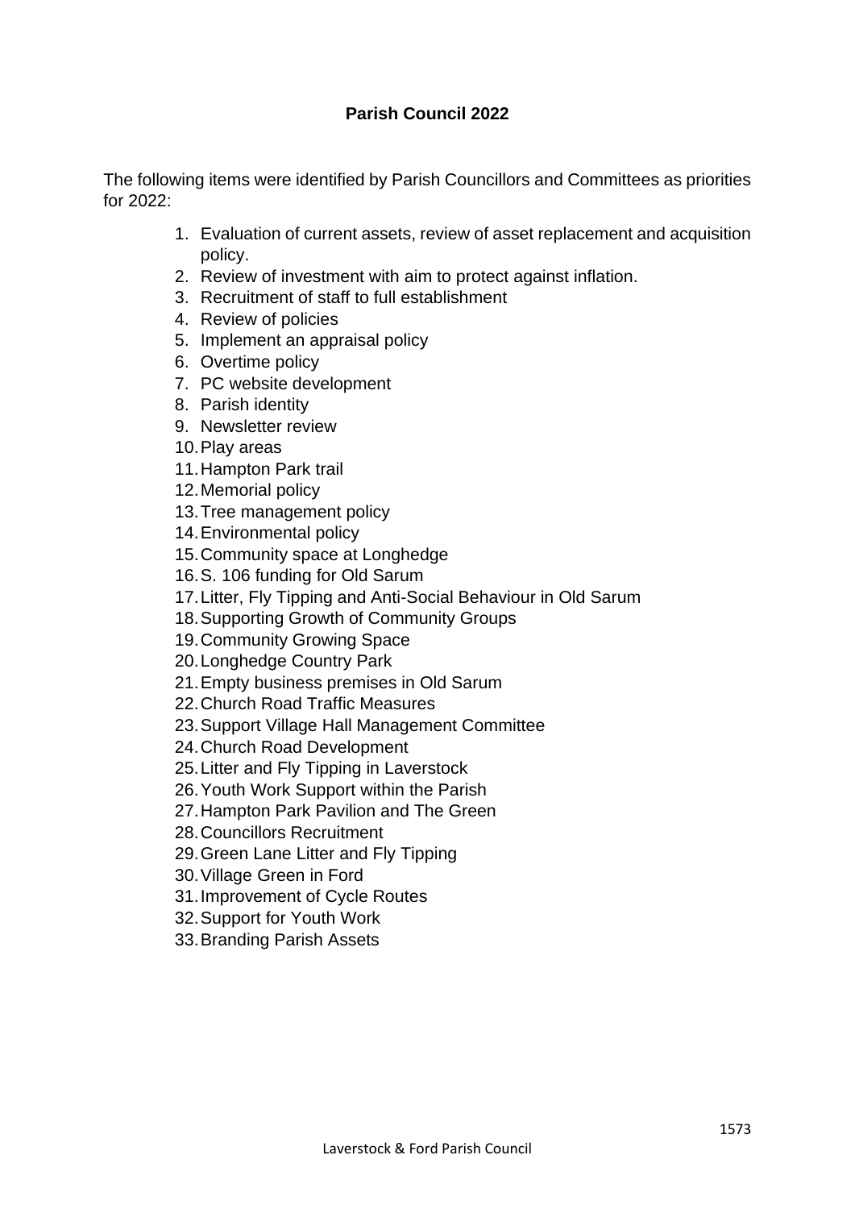**Parish Council 2022**

The following items were identified by Parish Councillors and Committees as priorities for 2022:

1. Evaluation of current assets, review of asset replacement and acquisition policy.
2. Review of investment with aim to protect against inflation.
3. Recruitment of staff to full establishment
4. Review of policies
5. Implement an appraisal policy
6. Overtime policy
7. PC website development
8. Parish identity
9. Newsletter review
10. Play areas
11. Hampton Park trail
12. Memorial policy
13. Tree management policy
14. Environmental policy
15. Community space at Longhedge
16. S. 106 funding for Old Sarum
17. Litter, Fly Tipping and Anti-Social Behaviour in Old Sarum
18. Supporting Growth of Community Groups
19. Community Growing Space
20. Longhedge Country Park
21. Empty business premises in Old Sarum
22. Church Road Traffic Measures
23. Support Village Hall Management Committee
24. Church Road Development
25. Litter and Fly Tipping in Laverstock
26. Youth Work Support within the Parish
27. Hampton Park Pavilion and The Green
28. Councillors Recruitment
29. Green Lane Litter and Fly Tipping
30. Village Green in Ford
31. Improvement of Cycle Routes
32. Support for Youth Work
33. Branding Parish Assets